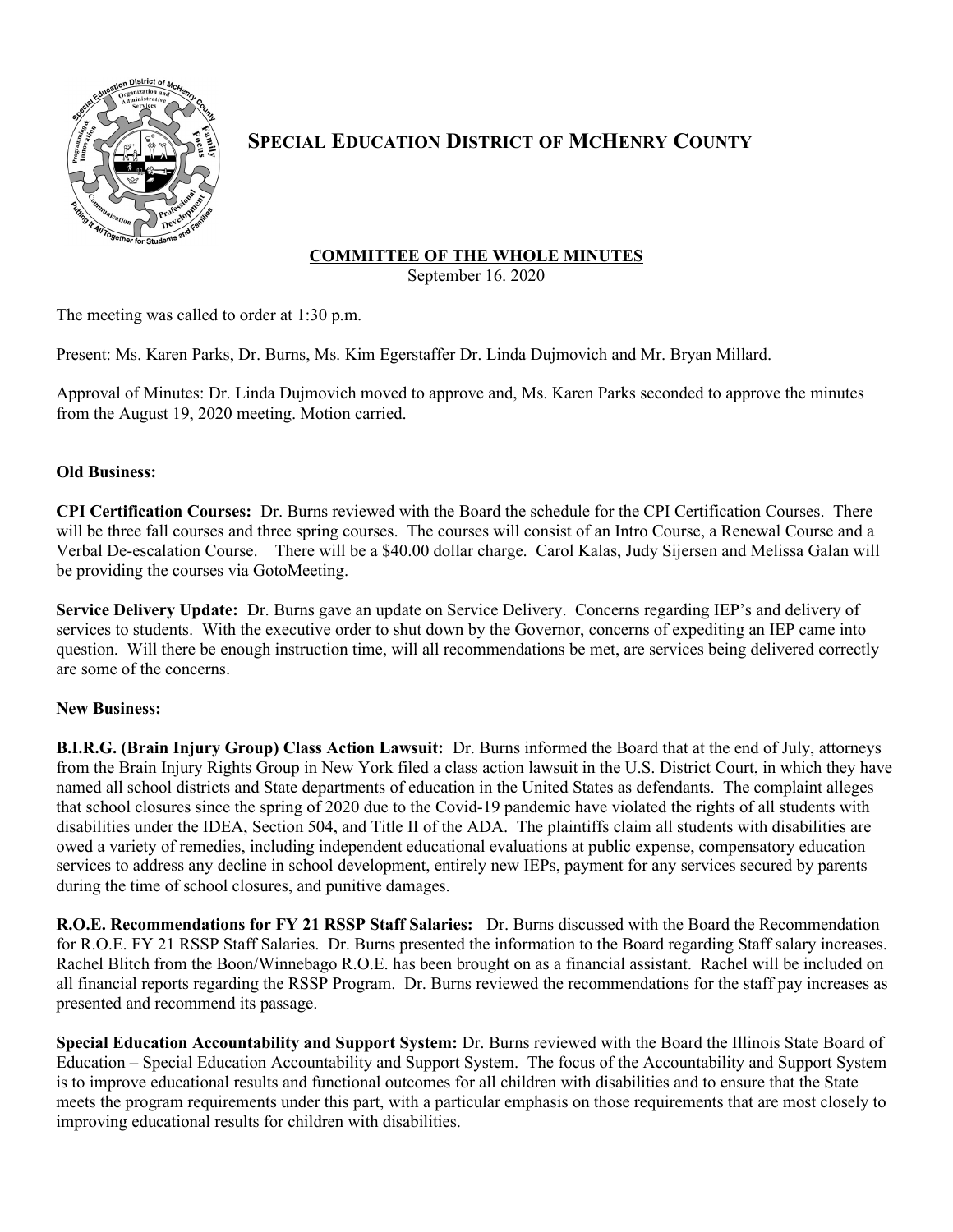# Special Education District of McHenry County

## COMMITTEE OF THE WHOLE MINUTES

September 16. 2020

The meeting was called to order at 1:30 p.m.

Present: Ms. Karen Parks, Dr. Burns, Ms. Kim Egerstaffer Dr. Linda Dujmovich and Mr. Bryan Millard.

Approval of Minutes: Dr. Linda Dujmovich moved to approve and, Ms. Karen Parks seconded to approve the minutes from the August 19, 2020 meeting. Motion carried.

**Old Business:**

**CPI Certification Courses:** Dr. Burns reviewed with the Board the schedule for the CPI Certification Courses. There will be three fall courses and three spring courses. The courses will consist of an Intro Course, a Renewal Course and a Verbal De-escalation Course. There will be a $40.00 dollar charge. Carol Kalas, Judy Sijersen and Melissa Galan will be providing the courses via GotoMeeting.

**Service Delivery Update:** Dr. Burns gave an update on Service Delivery. Concerns regarding IEP's and delivery of services to students. With the executive order to shut down by the Governor, concerns of expediting an IEP came into question. Will there be enough instruction time, will all recommendations be met, are services being delivered correctly are some of the concerns.

**New Business:**

**B.I.R.G. (Brain Injury Group) Class Action Lawsuit:** Dr. Burns informed the Board that at the end of July, attorneys from the Brain Injury Rights Group in New York filed a class action lawsuit in the U.S. District Court, in which they have named all school districts and State departments of education in the United States as defendants. The complaint alleges that school closures since the spring of 2020 due to the Covid-19 pandemic have violated the rights of all students with disabilities under the IDEA, Section 504, and Title II of the ADA. The plaintiffs claim all students with disabilities are owed a variety of remedies, including independent educational evaluations at public expense, compensatory education services to address any decline in school development, entirely new IEPs, payment for any services secured by parents during the time of school closures, and punitive damages.

**R.O.E. Recommendations for FY 21 RSSP Staff Salaries:** Dr. Burns discussed with the Board the Recommendation for R.O.E. FY 21 RSSP Staff Salaries. Dr. Burns presented the information to the Board regarding Staff salary increases. Rachel Blitch from the Boon/Winnebago R.O.E. has been brought on as a financial assistant. Rachel will be included on all financial reports regarding the RSSP Program. Dr. Burns reviewed the recommendations for the staff pay increases as presented and recommend its passage.

**Special Education Accountability and Support System:** Dr. Burns reviewed with the Board the Illinois State Board of Education – Special Education Accountability and Support System. The focus of the Accountability and Support System is to improve educational results and functional outcomes for all children with disabilities and to ensure that the State meets the program requirements under this part, with a particular emphasis on those requirements that are most closely to improving educational results for children with disabilities.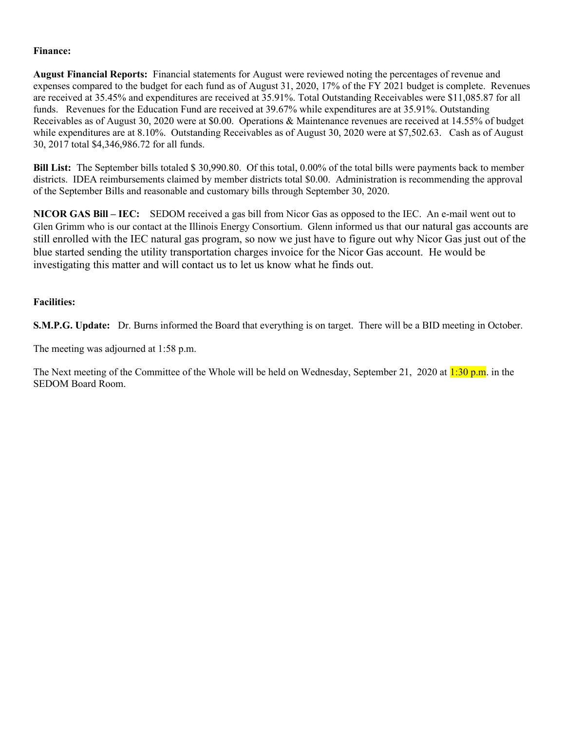**Finance:**

**August Financial Reports:** Financial statements for August were reviewed noting the percentages of revenue and expenses compared to the budget for each fund as of August 31, 2020, 17% of the FY 2021 budget is complete. Revenues are received at 35.45% and expenditures are received at 35.91%. Total Outstanding Receivables were $11,085.87 for all funds. Revenues for the Education Fund are received at 39.67% while expenditures are at 35.91%. Outstanding Receivables as of August 30, 2020 were at $0.00. Operations & Maintenance revenues are received at 14.55% of budget while expenditures are at 8.10%. Outstanding Receivables as of August 30, 2020 were at $7,502.63. Cash as of August 30, 2017 total $4,346,986.72 for all funds.

**Bill List:** The September bills totaled $ 30,990.80. Of this total, 0.00% of the total bills were payments back to member districts. IDEA reimbursements claimed by member districts total $0.00. Administration is recommending the approval of the September Bills and reasonable and customary bills through September 30, 2020.

**NICOR GAS Bill – IEC:** SEDOM received a gas bill from Nicor Gas as opposed to the IEC. An e-mail went out to Glen Grimm who is our contact at the Illinois Energy Consortium. Glenn informed us that our natural gas accounts are still enrolled with the IEC natural gas program, so now we just have to figure out why Nicor Gas just out of the blue started sending the utility transportation charges invoice for the Nicor Gas account. He would be investigating this matter and will contact us to let us know what he finds out.

**Facilities:**

**S.M.P.G. Update:** Dr. Burns informed the Board that everything is on target. There will be a BID meeting in October.

The meeting was adjourned at 1:58 p.m.

The Next meeting of the Committee of the Whole will be held on Wednesday, September 21, 2020 at 1:30 p.m. in the SEDOM Board Room.